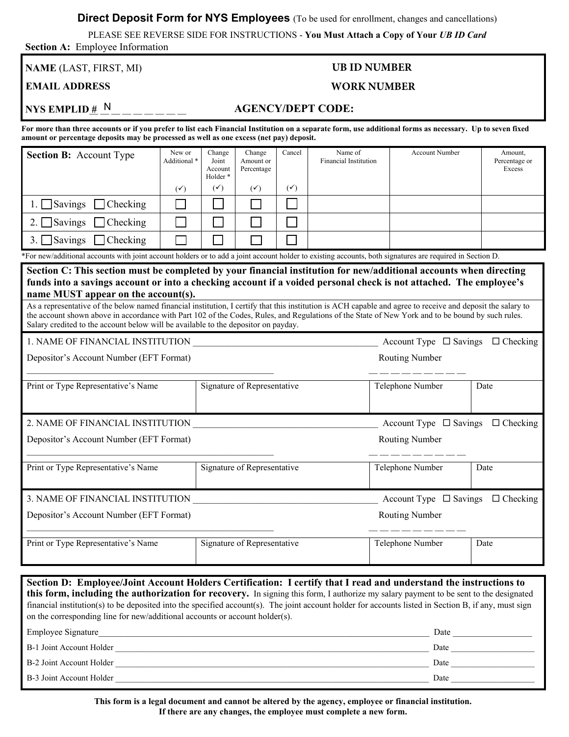# Direct Deposit Form for NYS Employees (To be used for enrollment, changes and cancellations)

PLEASE SEE REVERSE SIDE FOR INSTRUCTIONS - **You Must Attach a Copy of Your *UB ID Card***

**Section A:** Employee Information

| | |
|---|---|
| **NAME** (LAST, FIRST, MI) | **UB ID NUMBER** |
| **EMAIL ADDRESS** | **WORK NUMBER** |
| **NYS EMPLID #** N_ _ _ _ _ _ _ _ | **AGENCY/DEPT CODE:** |

**For more than three accounts or if you prefer to list each Financial Institution on a separate form, use additional forms as necessary. Up to seven fixed amount or percentage deposits may be processed as well as one excess (net pay) deposit.**

| **Section B:** Account Type | New or Additional * (✓) | Change Joint Account Holder * (✓) | Change Amount or Percentage (✓) | Cancel (✓) | Name of Financial Institution | Account Number | Amount, Percentage or Excess |
|---|---|---|---|---|---|---|---|
| 1. ☐ Savings ☐ Checking | ☐ | ☐ | ☐ | ☐ | | | |
| 2. ☐ Savings ☐ Checking | ☐ | ☐ | ☐ | ☐ | | | |
| 3. ☐ Savings ☐ Checking | ☐ | ☐ | ☐ | ☐ | | | |

*For new/additional accounts with joint account holders or to add a joint account holder to existing accounts, both signatures are required in Section D.

**Section C: This section must be completed by your financial institution for new/additional accounts when directing funds into a savings account or into a checking account if a voided personal check is not attached. The employee's name MUST appear on the account(s).**

As a representative of the below named financial institution, I certify that this institution is ACH capable and agree to receive and deposit the salary to the account shown above in accordance with Part 102 of the Codes, Rules, and Regulations of the State of New York and to be bound by such rules. Salary credited to the account below will be available to the depositor on payday.

1. NAME OF FINANCIAL INSTITUTION ________________________ Account Type ☐ Savings ☐ Checking

Depositor's Account Number (EFT Format) ________________________ Routing Number _ _ _ _ _ _ _ _ _

| Print or Type Representative's Name | Signature of Representative | Telephone Number | Date |
|---|---|---|---|
| | | | |

2. NAME OF FINANCIAL INSTITUTION ________________________ Account Type ☐ Savings ☐ Checking

Depositor's Account Number (EFT Format) ________________________ Routing Number _ _ _ _ _ _ _ _ _

| Print or Type Representative's Name | Signature of Representative | Telephone Number | Date |
|---|---|---|---|
| | | | |

3. NAME OF FINANCIAL INSTITUTION ________________________ Account Type ☐ Savings ☐ Checking

Depositor's Account Number (EFT Format) ________________________ Routing Number _ _ _ _ _ _ _ _ _

| Print or Type Representative's Name | Signature of Representative | Telephone Number | Date |
|---|---|---|---|
| | | | |

**Section D: Employee/Joint Account Holders Certification: I certify that I read and understand the instructions to this form, including the authorization for recovery.** In signing this form, I authorize my salary payment to be sent to the designated financial institution(s) to be deposited into the specified account(s). The joint account holder for accounts listed in Section B, if any, must sign on the corresponding line for new/additional accounts or account holder(s).

Employee Signature ________________________ Date ____________

B-1 Joint Account Holder ________________________ Date ____________

B-2 Joint Account Holder ________________________ Date ____________

B-3 Joint Account Holder ________________________ Date ____________

**This form is a legal document and cannot be altered by the agency, employee or financial institution. If there are any changes, the employee must complete a new form.**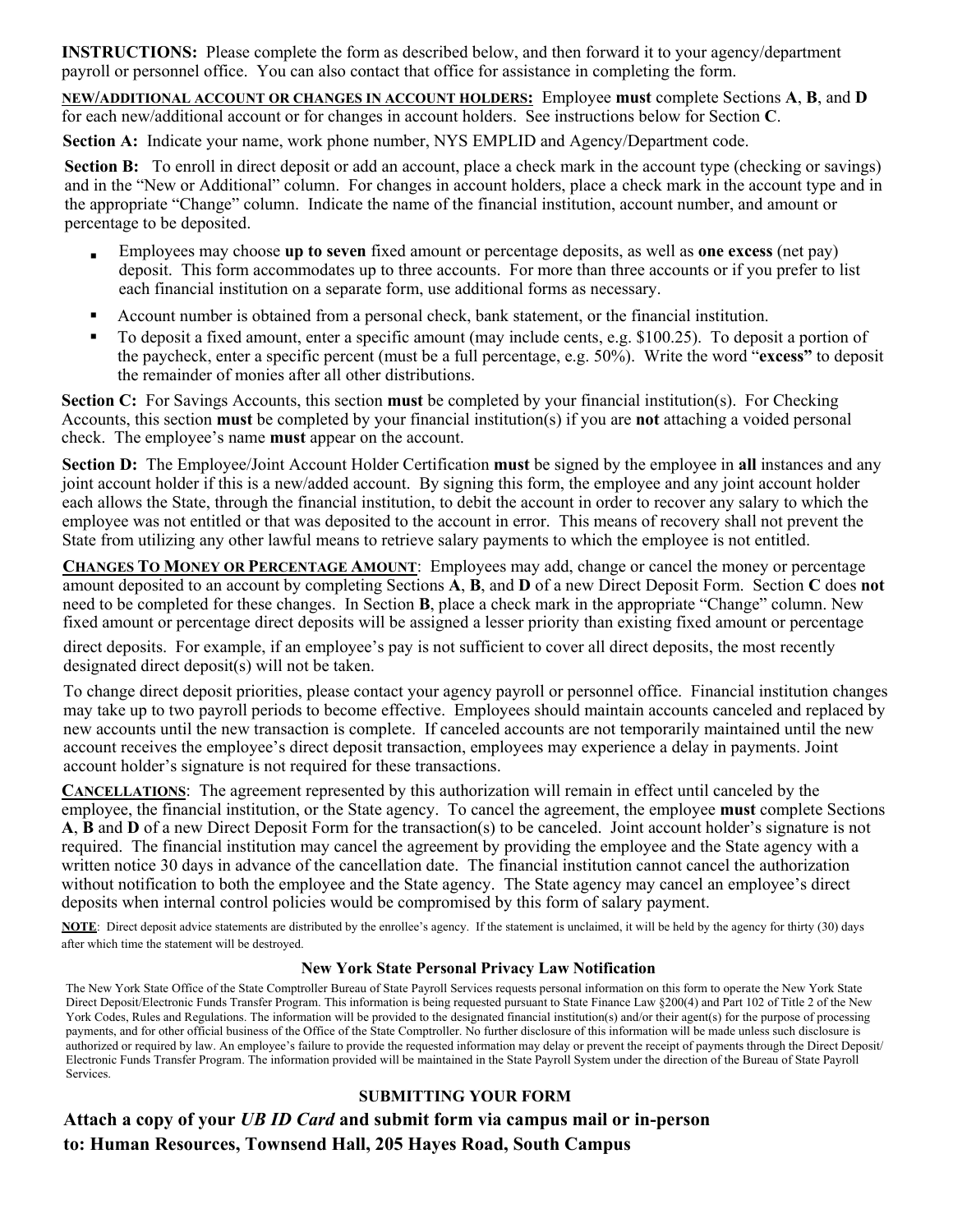**INSTRUCTIONS:** Please complete the form as described below, and then forward it to your agency/department payroll or personnel office. You can also contact that office for assistance in completing the form.

**NEW/ADDITIONAL ACCOUNT OR CHANGES IN ACCOUNT HOLDERS:** Employee **must** complete Sections **A**, **B**, and **D** for each new/additional account or for changes in account holders. See instructions below for Section **C**.

**Section A:** Indicate your name, work phone number, NYS EMPLID and Agency/Department code.

**Section B:** To enroll in direct deposit or add an account, place a check mark in the account type (checking or savings) and in the "New or Additional" column. For changes in account holders, place a check mark in the account type and in the appropriate "Change" column. Indicate the name of the financial institution, account number, and amount or percentage to be deposited.

- Employees may choose **up to seven** fixed amount or percentage deposits, as well as **one excess** (net pay) deposit. This form accommodates up to three accounts. For more than three accounts or if you prefer to list each financial institution on a separate form, use additional forms as necessary.
- Account number is obtained from a personal check, bank statement, or the financial institution.
- To deposit a fixed amount, enter a specific amount (may include cents, e.g. $100.25). To deposit a portion of the paycheck, enter a specific percent (must be a full percentage, e.g. 50%). Write the word "**excess"** to deposit the remainder of monies after all other distributions.

**Section C:** For Savings Accounts, this section **must** be completed by your financial institution(s). For Checking Accounts, this section **must** be completed by your financial institution(s) if you are **not** attaching a voided personal check. The employee's name **must** appear on the account.

**Section D:** The Employee/Joint Account Holder Certification **must** be signed by the employee in **all** instances and any joint account holder if this is a new/added account. By signing this form, the employee and any joint account holder each allows the State, through the financial institution, to debit the account in order to recover any salary to which the employee was not entitled or that was deposited to the account in error. This means of recovery shall not prevent the State from utilizing any other lawful means to retrieve salary payments to which the employee is not entitled.

**CHANGES TO MONEY OR PERCENTAGE AMOUNT**: Employees may add, change or cancel the money or percentage amount deposited to an account by completing Sections **A**, **B**, and **D** of a new Direct Deposit Form. Section **C** does **not** need to be completed for these changes. In Section **B**, place a check mark in the appropriate "Change" column. New fixed amount or percentage direct deposits will be assigned a lesser priority than existing fixed amount or percentage direct deposits. For example, if an employee's pay is not sufficient to cover all direct deposits, the most recently designated direct deposit(s) will not be taken.

To change direct deposit priorities, please contact your agency payroll or personnel office. Financial institution changes may take up to two payroll periods to become effective. Employees should maintain accounts canceled and replaced by new accounts until the new transaction is complete. If canceled accounts are not temporarily maintained until the new account receives the employee's direct deposit transaction, employees may experience a delay in payments. Joint account holder's signature is not required for these transactions.

**CANCELLATIONS**: The agreement represented by this authorization will remain in effect until canceled by the employee, the financial institution, or the State agency. To cancel the agreement, the employee **must** complete Sections **A**, **B** and **D** of a new Direct Deposit Form for the transaction(s) to be canceled. Joint account holder's signature is not required. The financial institution may cancel the agreement by providing the employee and the State agency with a written notice 30 days in advance of the cancellation date. The financial institution cannot cancel the authorization without notification to both the employee and the State agency. The State agency may cancel an employee's direct deposits when internal control policies would be compromised by this form of salary payment.

**NOTE**: Direct deposit advice statements are distributed by the enrollee's agency. If the statement is unclaimed, it will be held by the agency for thirty (30) days after which time the statement will be destroyed.

### New York State Personal Privacy Law Notification

The New York State Office of the State Comptroller Bureau of State Payroll Services requests personal information on this form to operate the New York State Direct Deposit/Electronic Funds Transfer Program. This information is being requested pursuant to State Finance Law §200(4) and Part 102 of Title 2 of the New York Codes, Rules and Regulations. The information will be provided to the designated financial institution(s) and/or their agent(s) for the purpose of processing payments, and for other official business of the Office of the State Comptroller. No further disclosure of this information will be made unless such disclosure is authorized or required by law. An employee's failure to provide the requested information may delay or prevent the receipt of payments through the Direct Deposit/ Electronic Funds Transfer Program. The information provided will be maintained in the State Payroll System under the direction of the Bureau of State Payroll Services.

### SUBMITTING YOUR FORM

**Attach a copy of your *UB ID Card* and submit form via campus mail or in-person to: Human Resources, Townsend Hall, 205 Hayes Road, South Campus**